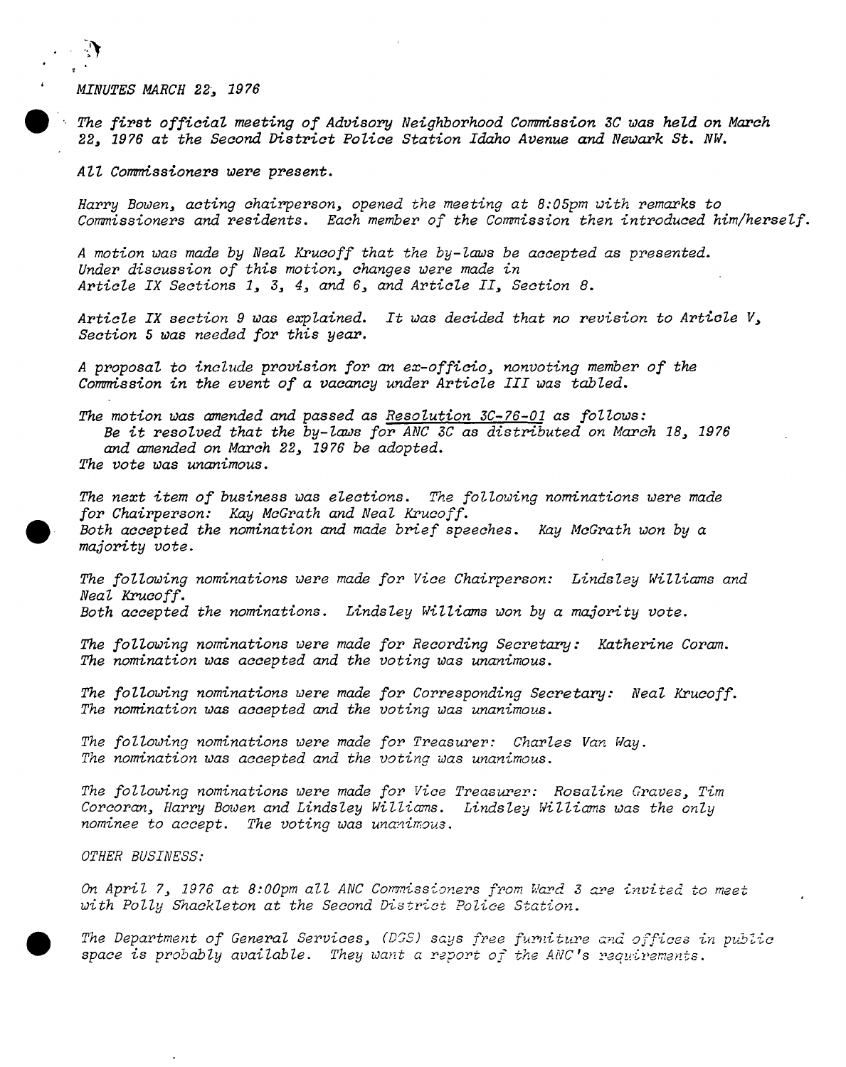*MINUTES MARCH 22, 1976*

*The first official meeting of Advisory Neighborhood Commission 3C was held on March 22, 1976 at the Second District Police Station Idaho Avenue and Newark St. NW.*

*All Commissioners were present.*

*Harry Bowen, acting chairperson, opened the meeting at 8:05pm with remarks to Commissioners and residents. Each member of the Commission then introduced him/herself.*

*A motion was made by Neal Krucoff that the by-laws be accepted as presented. Under discussion of this motion, changes were made in Article IX Sections 1, 3, 4, and 6, and Article II, Section 8.*

*Article IX section 9 was explained. It was decided that no revision to Article V, Section 5 was needed for this year.*

*A proposal to include provision for an ex-officio, nonvoting member of the Commission in the event of a vacancy under Article III was tabled.*

*The motion was amended and passed as <u>Resolution 3C-76-01</u> as follows:*
*Be it resolved that the by-laws for ANC 3C as distributed on March 18, 1976 and amended on March 22, 1976 be adopted.*
*The vote was unanimous.*

*The next item of business was elections. The following nominations were made for Chairperson: Kay McGrath and Neal Krucoff.*
*Both accepted the nomination and made brief speeches. Kay McGrath won by a majority vote.*

*The following nominations were made for Vice Chairperson: Lindsley Williams and Neal Krucoff.*
*Both accepted the nominations. Lindsley Williams won by a majority vote.*

*The following nominations were made for Recording Secretary: Katherine Coram. The nomination was accepted and the voting was unanimous.*

*The following nominations were made for Corresponding Secretary: Neal Krucoff. The nomination was accepted and the voting was unanimous.*

*The following nominations were made for Treasurer: Charles Van Way. The nomination was accepted and the voting was unanimous.*

*The following nominations were made for Vice Treasurer: Rosaline Graves, Tim Corcoran, Harry Bowen and Lindsley Williams. Lindsley Williams was the only nominee to accept. The voting was unanimous.*

*OTHER BUSINESS:*

*On April 7, 1976 at 8:00pm all ANC Commissioners from Ward 3 are invited to meet with Polly Shackleton at the Second District Police Station.*

*The Department of General Services, (DGS) says free furniture and offices in public space is probably available. They want a report of the ANC's requirements.*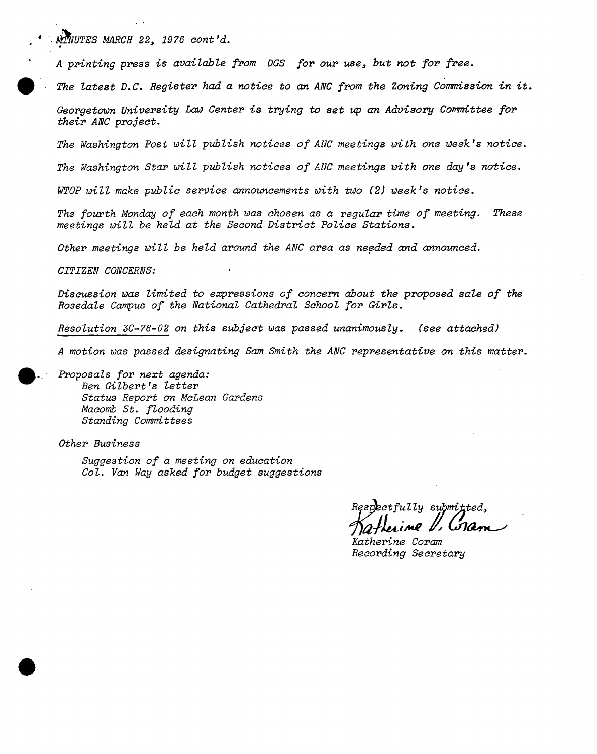MINUTES MARCH 22, 1976 cont'd.

A printing press is available from DGS for our use, but not for free.

The latest D.C. Register had a notice to an ANC from the Zoning Commission in it.

Georgetown University Law Center is trying to set up an Advisory Committee for their ANC project.

The Washington Post will publish notices of ANC meetings with one week's notice.

The Washington Star will publish notices of ANC meetings with one day's notice.

WTOP will make public service announcements with two (2) week's notice.

The fourth Monday of each month was chosen as a regular time of meeting. These meetings will be held at the Second District Police Stations.

Other meetings will be held around the ANC area as needed and announced.

CITIZEN CONCERNS:

Discussion was limited to expressions of concern about the proposed sale of the Rosedale Campus of the National Cathedral School for Girls.

Resolution 3C-76-02 on this subject was passed unanimously. (see attached)

A motion was passed designating Sam Smith the ANC representative on this matter.

Proposals for next agenda:
- Ben Gilbert's letter
- Status Report on McLean Gardens
- Macomb St. flooding
- Standing Committees

Other Business

- Suggestion of a meeting on education
- Col. Van Way asked for budget suggestions

Respectfully submitted,

Katherine V. Coram

Katherine Coram
Recording Secretary